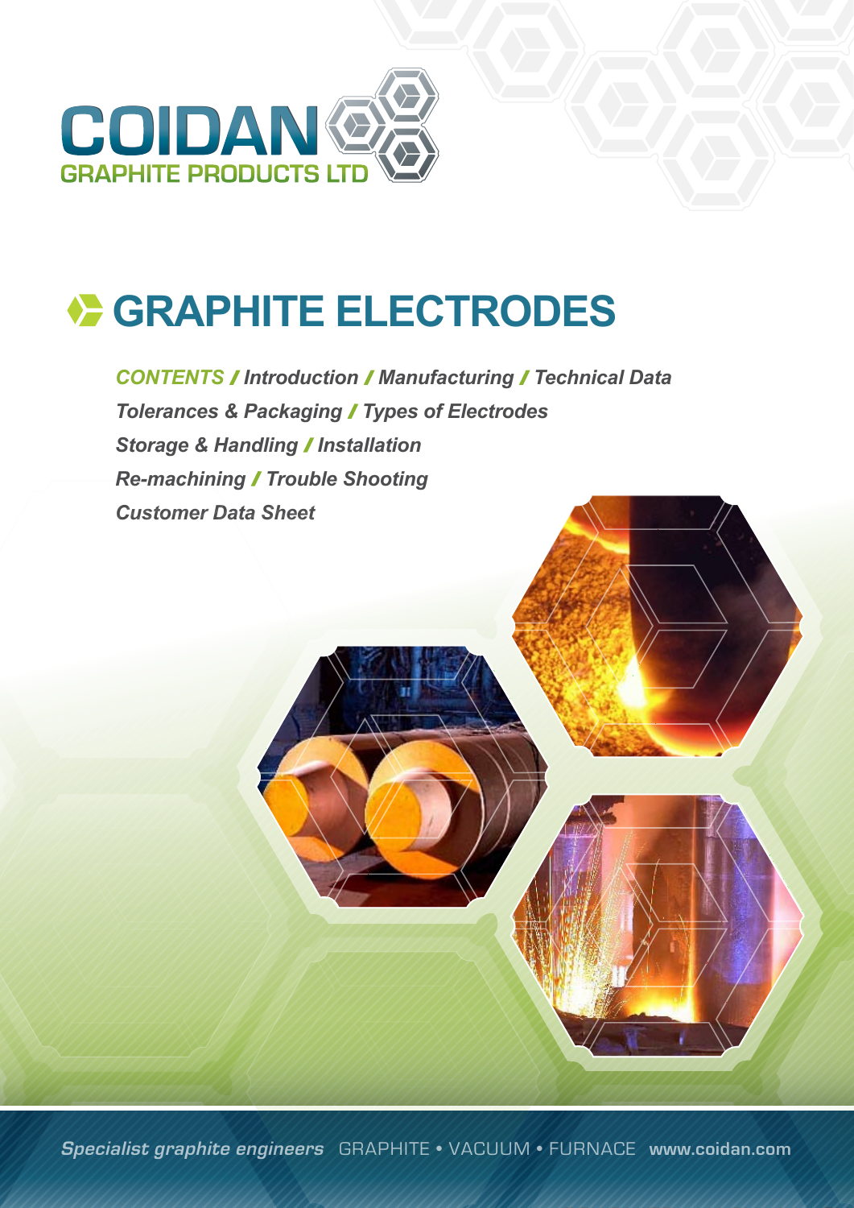COIDAN
GRAPHITE PRODUCTS LTD

# GRAPHITE ELECTRODES

*CONTENTS / Introduction / Manufacturing / Technical Data*
*Tolerances & Packaging / Types of Electrodes*
*Storage & Handling / Installation*
*Re-machining / Trouble Shooting*
*Customer Data Sheet*

*Specialist graphite engineers* GRAPHITE • VACUUM • FURNACE **www.coidan.com**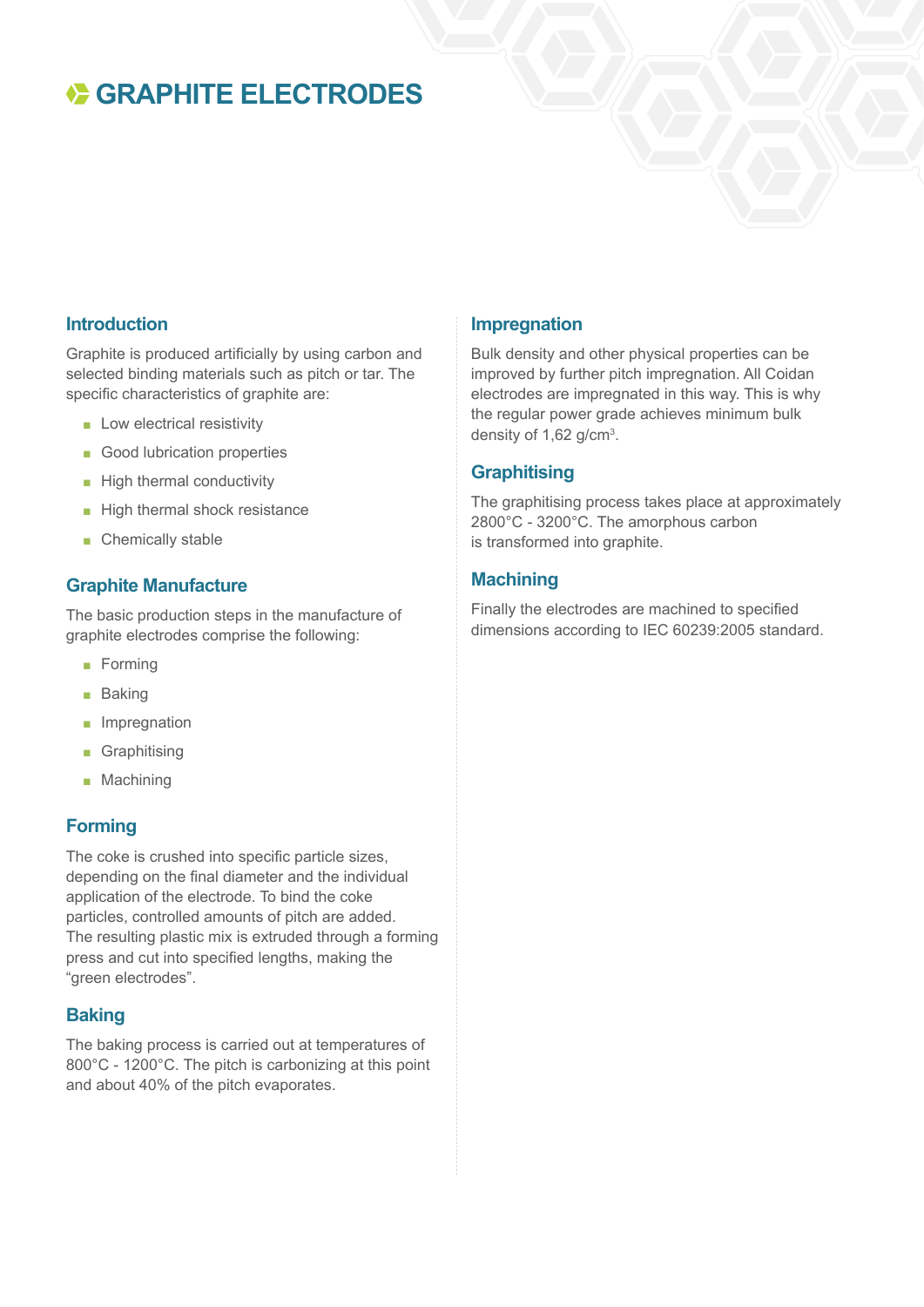# GRAPHITE ELECTRODES

## Introduction

Graphite is produced artificially by using carbon and selected binding materials such as pitch or tar. The specific characteristics of graphite are:

- Low electrical resistivity
- Good lubrication properties
- High thermal conductivity
- High thermal shock resistance
- Chemically stable

## Graphite Manufacture

The basic production steps in the manufacture of graphite electrodes comprise the following:

- Forming
- Baking
- Impregnation
- Graphitising
- Machining

## Forming

The coke is crushed into specific particle sizes, depending on the final diameter and the individual application of the electrode. To bind the coke particles, controlled amounts of pitch are added. The resulting plastic mix is extruded through a forming press and cut into specified lengths, making the "green electrodes".

## Baking

The baking process is carried out at temperatures of 800°C - 1200°C. The pitch is carbonizing at this point and about 40% of the pitch evaporates.

## Impregnation

Bulk density and other physical properties can be improved by further pitch impregnation. All Coidan electrodes are impregnated in this way. This is why the regular power grade achieves minimum bulk density of 1,62 g/cm$^3$.

## Graphitising

The graphitising process takes place at approximately 2800°C - 3200°C. The amorphous carbon is transformed into graphite.

## Machining

Finally the electrodes are machined to specified dimensions according to IEC 60239:2005 standard.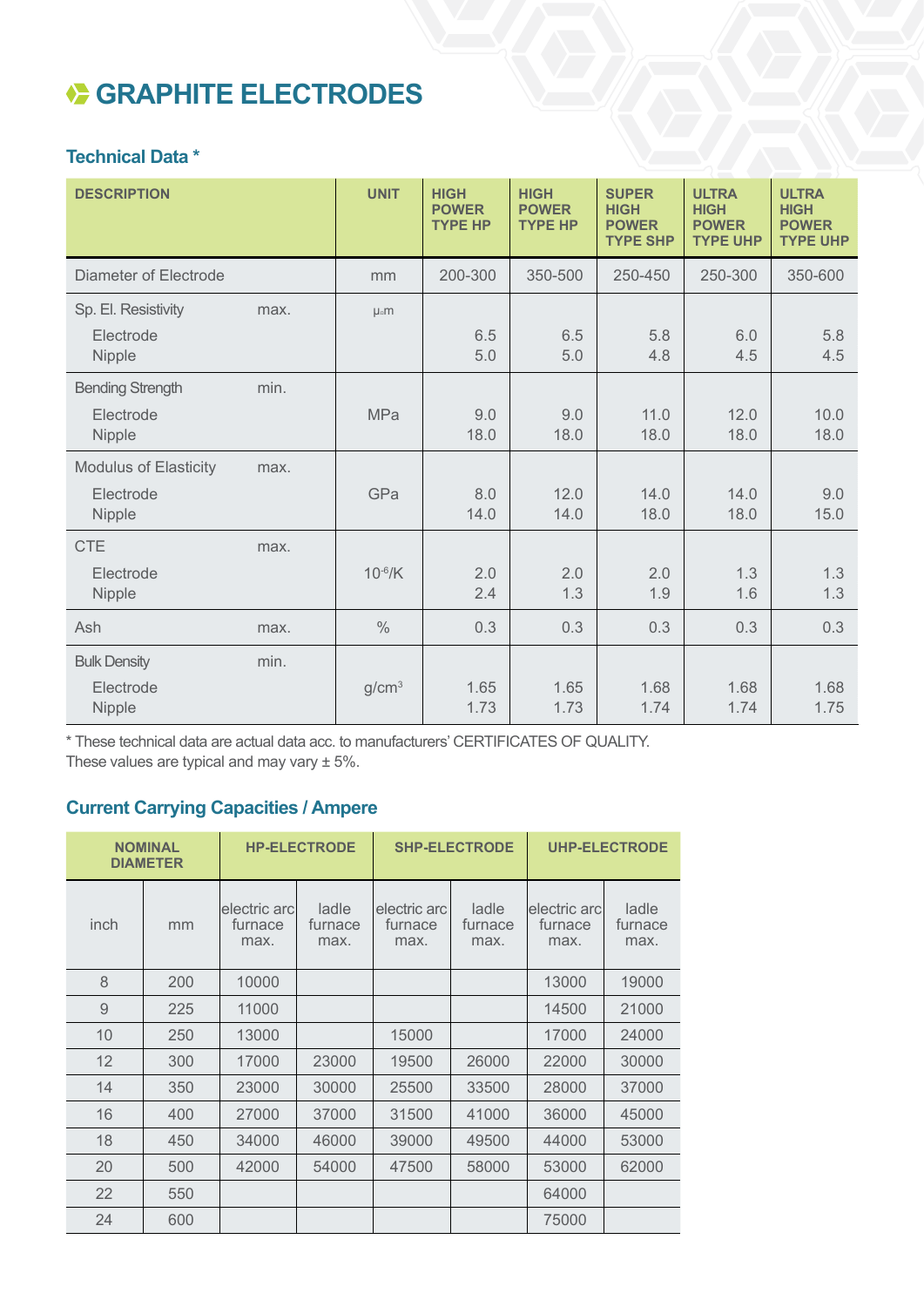# GRAPHITE ELECTRODES

## Technical Data *

| DESCRIPTION | | UNIT | HIGH POWER TYPE HP | HIGH POWER TYPE HP | SUPER HIGH POWER TYPE SHP | ULTRA HIGH POWER TYPE UHP | ULTRA HIGH POWER TYPE UHP |
|---|---|---|---|---|---|---|---|
| Diameter of Electrode | | mm | 200-300 | 350-500 | 250-450 | 250-300 | 350-600 |
| Sp. El. Resistivity | max. | µΩm | | | | | |
| Electrode | | | 6.5 | 6.5 | 5.8 | 6.0 | 5.8 |
| Nipple | | | 5.0 | 5.0 | 4.8 | 4.5 | 4.5 |
| Bending Strength | min. | | | | | | |
| Electrode | | MPa | 9.0 | 9.0 | 11.0 | 12.0 | 10.0 |
| Nipple | | | 18.0 | 18.0 | 18.0 | 18.0 | 18.0 |
| Modulus of Elasticity | max. | | | | | | |
| Electrode | | GPa | 8.0 | 12.0 | 14.0 | 14.0 | 9.0 |
| Nipple | | | 14.0 | 14.0 | 18.0 | 18.0 | 15.0 |
| CTE | max. | | | | | | |
| Electrode | | $10^{-6}$/K | 2.0 | 2.0 | 2.0 | 1.3 | 1.3 |
| Nipple | | | 2.4 | 1.3 | 1.9 | 1.6 | 1.3 |
| Ash | max. | % | 0.3 | 0.3 | 0.3 | 0.3 | 0.3 |
| Bulk Density | min. | | | | | | |
| Electrode | | g/cm$^3$ | 1.65 | 1.65 | 1.68 | 1.68 | 1.68 |
| Nipple | | | 1.73 | 1.73 | 1.74 | 1.74 | 1.75 |

* These technical data are actual data acc. to manufacturers' CERTIFICATES OF QUALITY.
These values are typical and may vary ± 5%.

## Current Carrying Capacities / Ampere

| NOMINAL DIAMETER | | HP-ELECTRODE | | SHP-ELECTRODE | | UHP-ELECTRODE | |
|---|---|---|---|---|---|---|---|
| inch | mm | electric arc furnace max. | ladle furnace max. | electric arc furnace max. | ladle furnace max. | electric arc furnace max. | ladle furnace max. |
| 8 | 200 | 10000 | | | | 13000 | 19000 |
| 9 | 225 | 11000 | | | | 14500 | 21000 |
| 10 | 250 | 13000 | | 15000 | | 17000 | 24000 |
| 12 | 300 | 17000 | 23000 | 19500 | 26000 | 22000 | 30000 |
| 14 | 350 | 23000 | 30000 | 25500 | 33500 | 28000 | 37000 |
| 16 | 400 | 27000 | 37000 | 31500 | 41000 | 36000 | 45000 |
| 18 | 450 | 34000 | 46000 | 39000 | 49500 | 44000 | 53000 |
| 20 | 500 | 42000 | 54000 | 47500 | 58000 | 53000 | 62000 |
| 22 | 550 | | | | | 64000 | |
| 24 | 600 | | | | | 75000 | |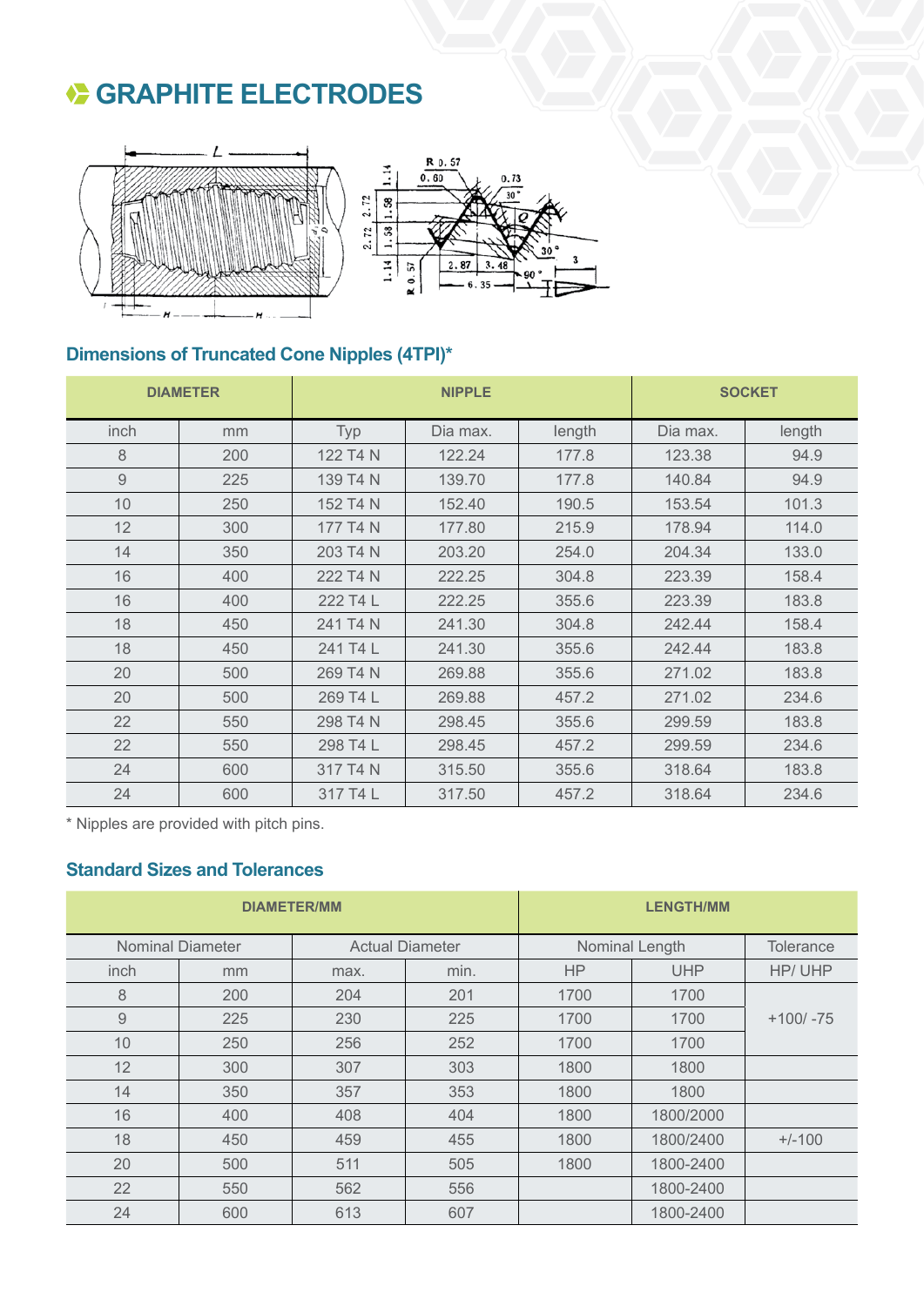# GRAPHITE ELECTRODES

## Dimensions of Truncated Cone Nipples (4TPI)*

| DIAMETER | | NIPPLE | | | SOCKET | |
|---|---|---|---|---|---|---|
| inch | mm | Typ | Dia max. | length | Dia max. | length |
| 8 | 200 | 122 T4 N | 122.24 | 177.8 | 123.38 | 94.9 |
| 9 | 225 | 139 T4 N | 139.70 | 177.8 | 140.84 | 94.9 |
| 10 | 250 | 152 T4 N | 152.40 | 190.5 | 153.54 | 101.3 |
| 12 | 300 | 177 T4 N | 177.80 | 215.9 | 178.94 | 114.0 |
| 14 | 350 | 203 T4 N | 203.20 | 254.0 | 204.34 | 133.0 |
| 16 | 400 | 222 T4 N | 222.25 | 304.8 | 223.39 | 158.4 |
| 16 | 400 | 222 T4 L | 222.25 | 355.6 | 223.39 | 183.8 |
| 18 | 450 | 241 T4 N | 241.30 | 304.8 | 242.44 | 158.4 |
| 18 | 450 | 241 T4 L | 241.30 | 355.6 | 242.44 | 183.8 |
| 20 | 500 | 269 T4 N | 269.88 | 355.6 | 271.02 | 183.8 |
| 20 | 500 | 269 T4 L | 269.88 | 457.2 | 271.02 | 234.6 |
| 22 | 550 | 298 T4 N | 298.45 | 355.6 | 299.59 | 183.8 |
| 22 | 550 | 298 T4 L | 298.45 | 457.2 | 299.59 | 234.6 |
| 24 | 600 | 317 T4 N | 315.50 | 355.6 | 318.64 | 183.8 |
| 24 | 600 | 317 T4 L | 317.50 | 457.2 | 318.64 | 234.6 |

* Nipples are provided with pitch pins.

## Standard Sizes and Tolerances

| DIAMETER/MM | | | | LENGTH/MM | | |
|---|---|---|---|---|---|---|
| Nominal Diameter | | Actual Diameter | | Nominal Length | | Tolerance |
| inch | mm | max. | min. | HP | UHP | HP/ UHP |
| 8 | 200 | 204 | 201 | 1700 | 1700 | +100/ -75 |
| 9 | 225 | 230 | 225 | 1700 | 1700 | |
| 10 | 250 | 256 | 252 | 1700 | 1700 | |
| 12 | 300 | 307 | 303 | 1800 | 1800 | +/-100 |
| 14 | 350 | 357 | 353 | 1800 | 1800 | |
| 16 | 400 | 408 | 404 | 1800 | 1800/2000 | |
| 18 | 450 | 459 | 455 | 1800 | 1800/2400 | |
| 20 | 500 | 511 | 505 | 1800 | 1800-2400 | |
| 22 | 550 | 562 | 556 | | 1800-2400 | |
| 24 | 600 | 613 | 607 | | 1800-2400 | |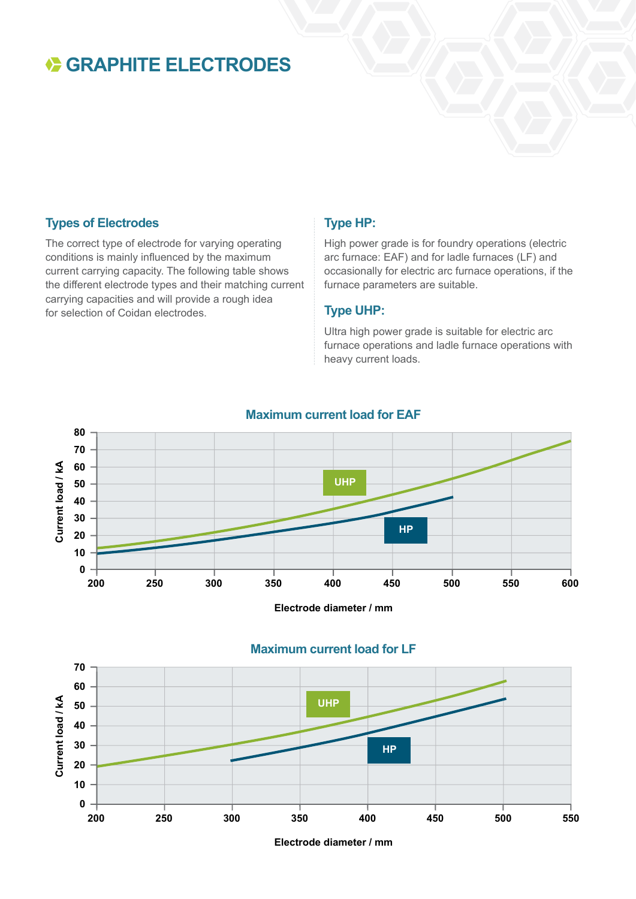# GRAPHITE ELECTRODES

### Types of Electrodes

The correct type of electrode for varying operating conditions is mainly influenced by the maximum current carrying capacity. The following table shows the different electrode types and their matching current carrying capacities and will provide a rough idea for selection of Coidan electrodes.

### Type HP:

High power grade is for foundry operations (electric arc furnace: EAF) and for ladle furnaces (LF) and occasionally for electric arc furnace operations, if the furnace parameters are suitable.

### Type UHP:

Ultra high power grade is suitable for electric arc furnace operations and ladle furnace operations with heavy current loads.

**Maximum current load for EAF**

UHP

HP

Current load / kA

Electrode diameter / mm

**Maximum current load for LF**

UHP

HP

Current load / kA

Electrode diameter / mm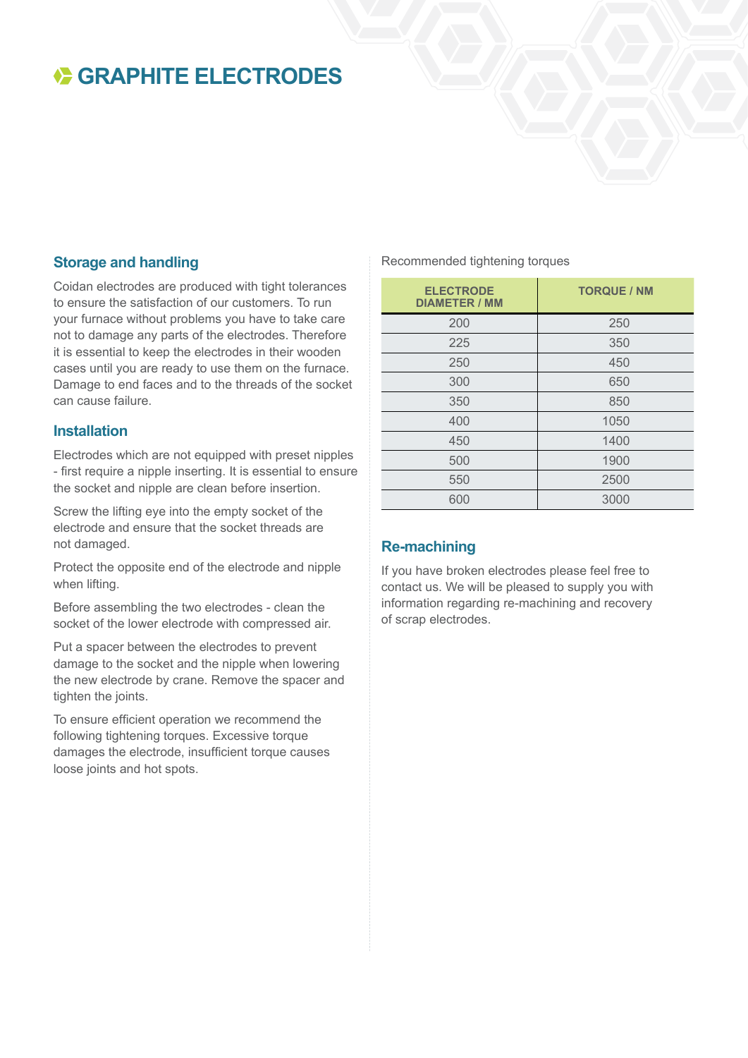# GRAPHITE ELECTRODES

## Storage and handling

Coidan electrodes are produced with tight tolerances to ensure the satisfaction of our customers. To run your furnace without problems you have to take care not to damage any parts of the electrodes. Therefore it is essential to keep the electrodes in their wooden cases until you are ready to use them on the furnace. Damage to end faces and to the threads of the socket can cause failure.

## Installation

Electrodes which are not equipped with preset nipples - first require a nipple inserting. It is essential to ensure the socket and nipple are clean before insertion.

Screw the lifting eye into the empty socket of the electrode and ensure that the socket threads are not damaged.

Protect the opposite end of the electrode and nipple when lifting.

Before assembling the two electrodes - clean the socket of the lower electrode with compressed air.

Put a spacer between the electrodes to prevent damage to the socket and the nipple when lowering the new electrode by crane. Remove the spacer and tighten the joints.

To ensure efficient operation we recommend the following tightening torques. Excessive torque damages the electrode, insufficient torque causes loose joints and hot spots.

Recommended tightening torques

| ELECTRODE DIAMETER / MM | TORQUE / NM |
|---|---|
| 200 | 250 |
| 225 | 350 |
| 250 | 450 |
| 300 | 650 |
| 350 | 850 |
| 400 | 1050 |
| 450 | 1400 |
| 500 | 1900 |
| 550 | 2500 |
| 600 | 3000 |

## Re-machining

If you have broken electrodes please feel free to contact us. We will be pleased to supply you with information regarding re-machining and recovery of scrap electrodes.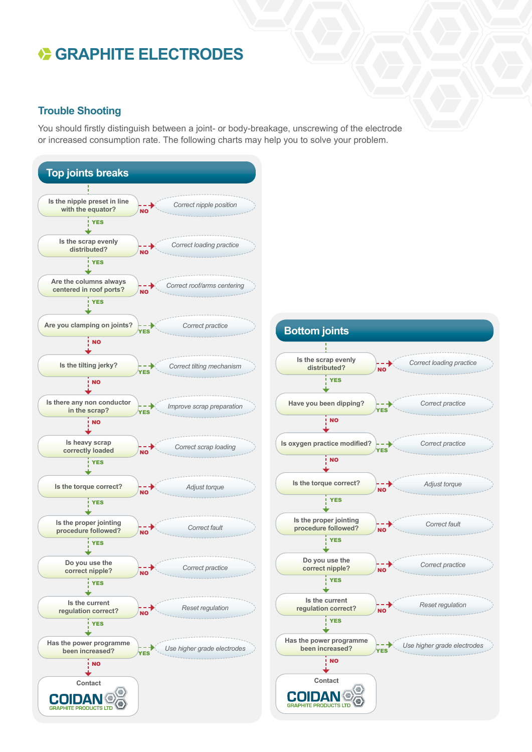# GRAPHITE ELECTRODES

## Trouble Shooting

You should firstly distinguish between a joint- or body-breakage, unscrewing of the electrode or increased consumption rate. The following charts may help you to solve your problem.

### Top joints breaks

- Is the nipple preset in line with the equator? — NO → *Correct nipple position*
  - YES ↓
- Is the scrap evenly distributed? — NO → *Correct loading practice*
  - YES ↓
- Are the columns always centered in roof ports? — NO → *Correct roof/arms centering*
  - YES ↓
- Are you clamping on joints? — YES → *Correct practice*
  - NO ↓
- Is the tilting jerky? — YES → *Correct tilting mechanism*
  - NO ↓
- Is there any non conductor in the scrap? — YES → *Improve scrap preparation*
  - NO ↓
- Is heavy scrap correctly loaded — NO → *Correct scrap loading*
  - YES ↓
- Is the torque correct? — NO → *Adjust torque*
  - YES ↓
- Is the proper jointing procedure followed? — NO → *Correct fault*
  - YES ↓
- Do you use the correct nipple? — NO → *Correct practice*
  - YES ↓
- Is the current regulation correct? — NO → *Reset regulation*
  - YES ↓
- Has the power programme been increased? — YES → *Use higher grade electrodes*
  - NO ↓
- Contact COIDAN GRAPHITE PRODUCTS LTD

### Bottom joints

- Is the scrap evenly distributed? — NO → *Correct loading practice*
  - YES ↓
- Have you been dipping? — YES → *Correct practice*
  - NO ↓
- Is oxygen practice modified? — YES → *Correct practice*
  - NO ↓
- Is the torque correct? — NO → *Adjust torque*
  - YES ↓
- Is the proper jointing procedure followed? — NO → *Correct fault*
  - YES ↓
- Do you use the correct nipple? — NO → *Correct practice*
  - YES ↓
- Is the current regulation correct? — NO → *Reset regulation*
  - YES ↓
- Has the power programme been increased? — YES → *Use higher grade electrodes*
  - NO ↓
- Contact COIDAN GRAPHITE PRODUCTS LTD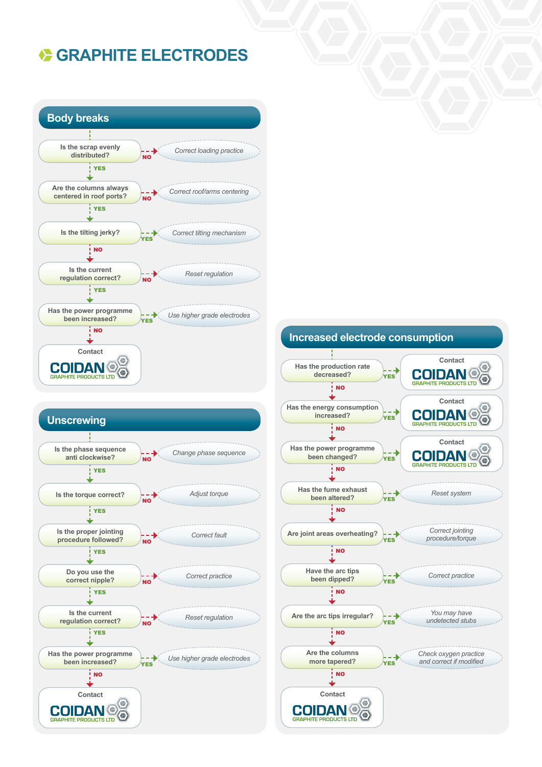# GRAPHITE ELECTRODES

## Body breaks

- Is the scrap evenly distributed?
  - NO → *Correct loading practice*
  - YES ↓
- Are the columns always centered in roof ports?
  - NO → *Correct roof/arms centering*
  - YES ↓
- Is the tilting jerky?
  - YES → *Correct tilting mechanism*
  - NO ↓
- Is the current regulation correct?
  - NO → *Reset regulation*
  - YES ↓
- Has the power programme been increased?
  - YES → *Use higher grade electrodes*
  - NO ↓
- Contact COIDAN GRAPHITE PRODUCTS LTD

## Unscrewing

- Is the phase sequence anti clockwise?
  - NO → *Change phase sequence*
  - YES ↓
- Is the torque correct?
  - NO → *Adjust torque*
  - YES ↓
- Is the proper jointing procedure followed?
  - NO → *Correct fault*
  - YES ↓
- Do you use the correct nipple?
  - NO → *Correct practice*
  - YES ↓
- Is the current regulation correct?
  - NO → *Reset regulation*
  - YES ↓
- Has the power programme been increased?
  - YES → *Use higher grade electrodes*
  - NO ↓
- Contact COIDAN GRAPHITE PRODUCTS LTD

## Increased electrode consumption

- Has the production rate decreased?
  - YES → Contact COIDAN GRAPHITE PRODUCTS LTD
  - NO ↓
- Has the energy consumption increased?
  - YES → Contact COIDAN GRAPHITE PRODUCTS LTD
  - NO ↓
- Has the power programme been changed?
  - YES → Contact COIDAN GRAPHITE PRODUCTS LTD
  - NO ↓
- Has the fume exhaust been altered?
  - YES → *Reset system*
  - NO ↓
- Are joint areas overheating?
  - YES → *Correct jointing procedure/torque*
  - NO ↓
- Have the arc tips been dipped?
  - YES → *Correct practice*
  - NO ↓
- Are the arc tips irregular?
  - YES → *You may have undetected stubs*
  - NO ↓
- Are the columns more tapered?
  - YES → *Check oxygen practice and correct if modified*
  - NO ↓
- Contact COIDAN GRAPHITE PRODUCTS LTD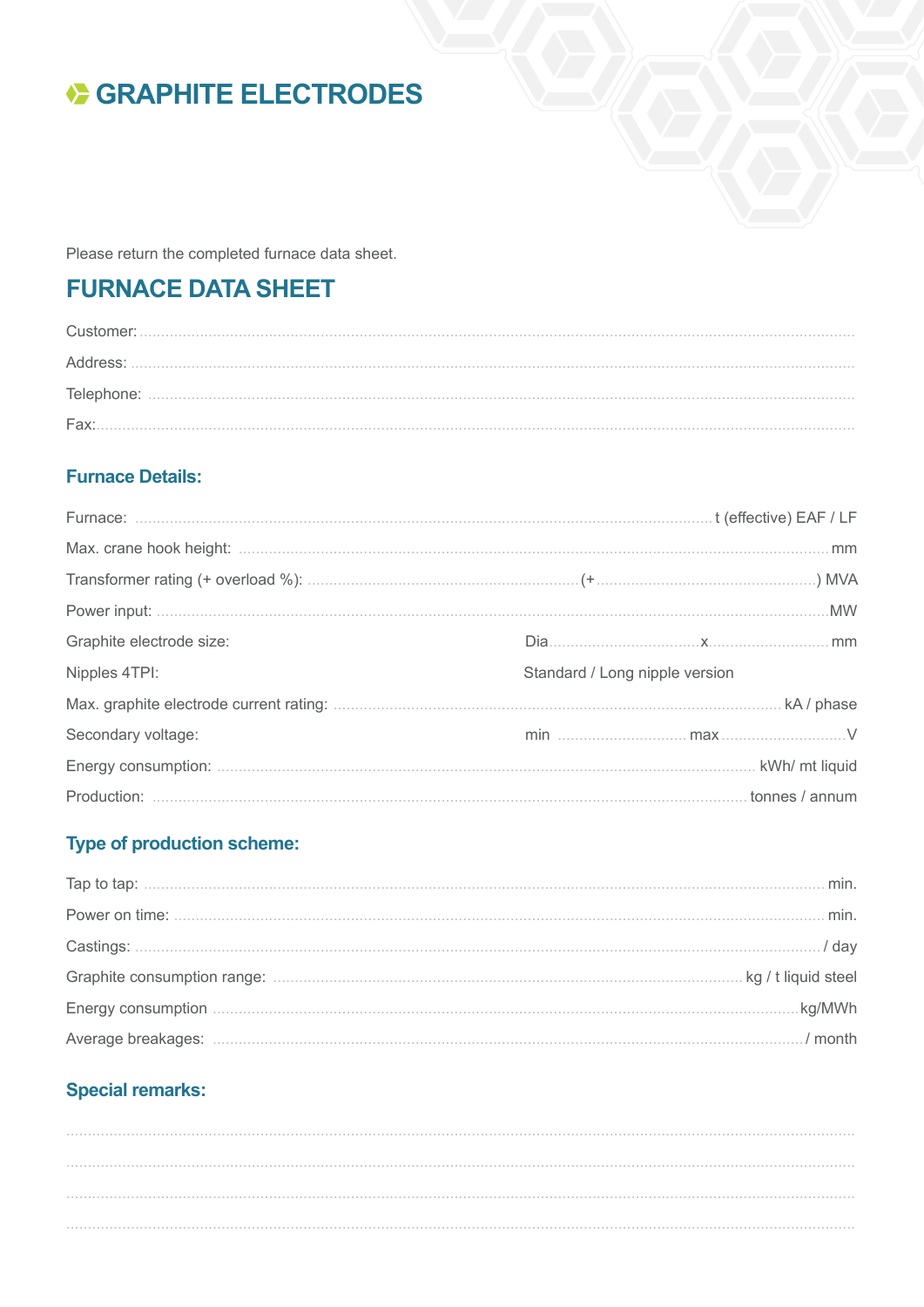# GRAPHITE ELECTRODES

Please return the completed furnace data sheet.

## FURNACE DATA SHEET

Customer: ........................................................................................................................................

Address: ........................................................................................................................................

Telephone: ........................................................................................................................................

Fax: ........................................................................................................................................

### Furnace Details:

Furnace: ........................................................................................................ t (effective) EAF / LF

Max. crane hook height: ........................................................................................................ mm

Transformer rating (+ overload %): .................................................... (+ .................................................... ) MVA

Power input: ........................................................................................................ MW

Graphite electrode size: Dia.................................. x.......................... mm

Nipples 4TPI: Standard / Long nipple version

Max. graphite electrode current rating: ........................................................................................ kA / phase

Secondary voltage: min .............................. max ............................ V

Energy consumption: ........................................................................................ kWh/ mt liquid

Production: ........................................................................................ tonnes / annum

### Type of production scheme:

Tap to tap: ........................................................................................................ min.

Power on time: ........................................................................................................ min.

Castings: ........................................................................................................ / day

Graphite consumption range: ........................................................................................ kg / t liquid steel

Energy consumption ........................................................................................................ kg/MWh

Average breakages: ........................................................................................................ / month

### Special remarks:

........................................................................................................................................

........................................................................................................................................

........................................................................................................................................

........................................................................................................................................